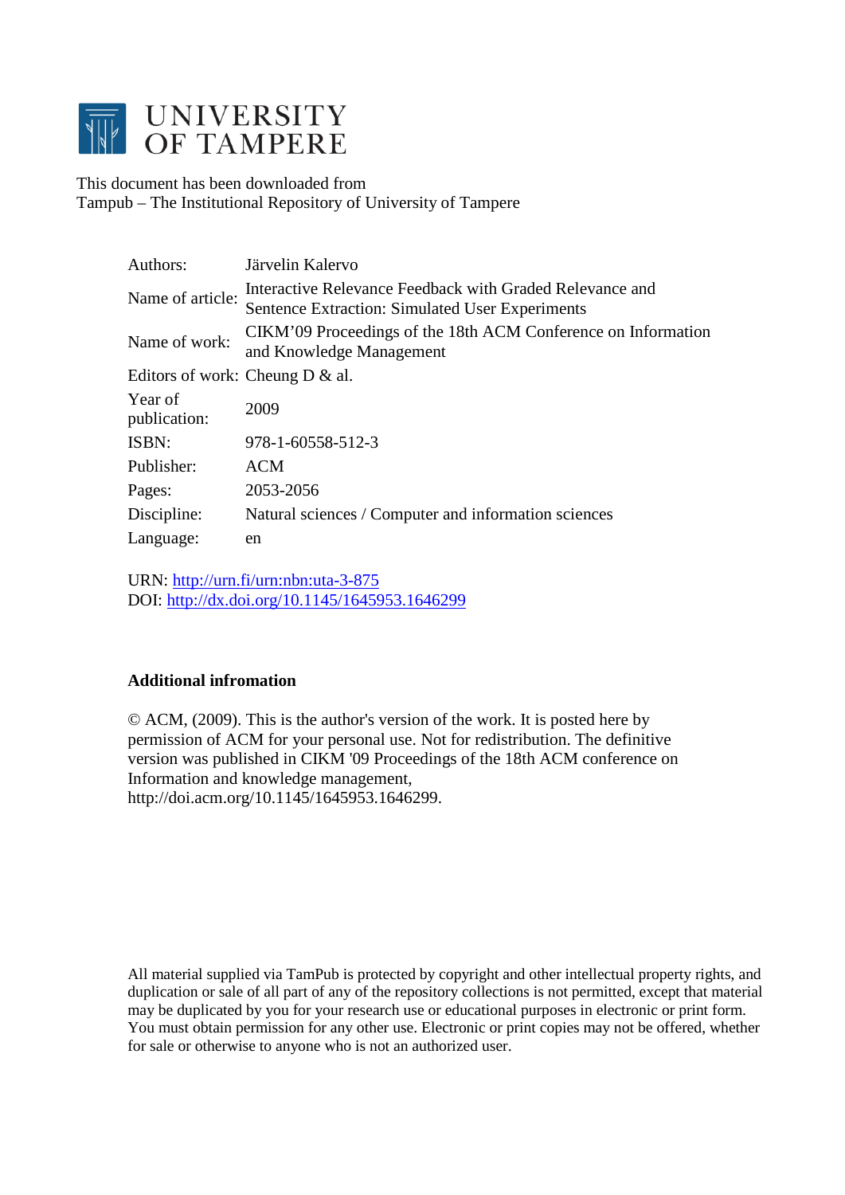# UNIVERSITY OF TAMPERE

This document has been downloaded from
Tampub – The Institutional Repository of University of Tampere

| | |
|---|---|
| Authors: | Järvelin Kalervo |
| Name of article: | Interactive Relevance Feedback with Graded Relevance and Sentence Extraction: Simulated User Experiments |
| Name of work: | CIKM'09 Proceedings of the 18th ACM Conference on Information and Knowledge Management |
| Editors of work: | Cheung D & al. |
| Year of publication: | 2009 |
| ISBN: | 978-1-60558-512-3 |
| Publisher: | ACM |
| Pages: | 2053-2056 |
| Discipline: | Natural sciences / Computer and information sciences |
| Language: | en |

URN: http://urn.fi/urn:nbn:uta-3-875
DOI: http://dx.doi.org/10.1145/1645953.1646299

**Additional infromation**

© ACM, (2009). This is the author's version of the work. It is posted here by permission of ACM for your personal use. Not for redistribution. The definitive version was published in CIKM '09 Proceedings of the 18th ACM conference on Information and knowledge management, http://doi.acm.org/10.1145/1645953.1646299.

All material supplied via TamPub is protected by copyright and other intellectual property rights, and duplication or sale of all part of any of the repository collections is not permitted, except that material may be duplicated by you for your research use or educational purposes in electronic or print form. You must obtain permission for any other use. Electronic or print copies may not be offered, whether for sale or otherwise to anyone who is not an authorized user.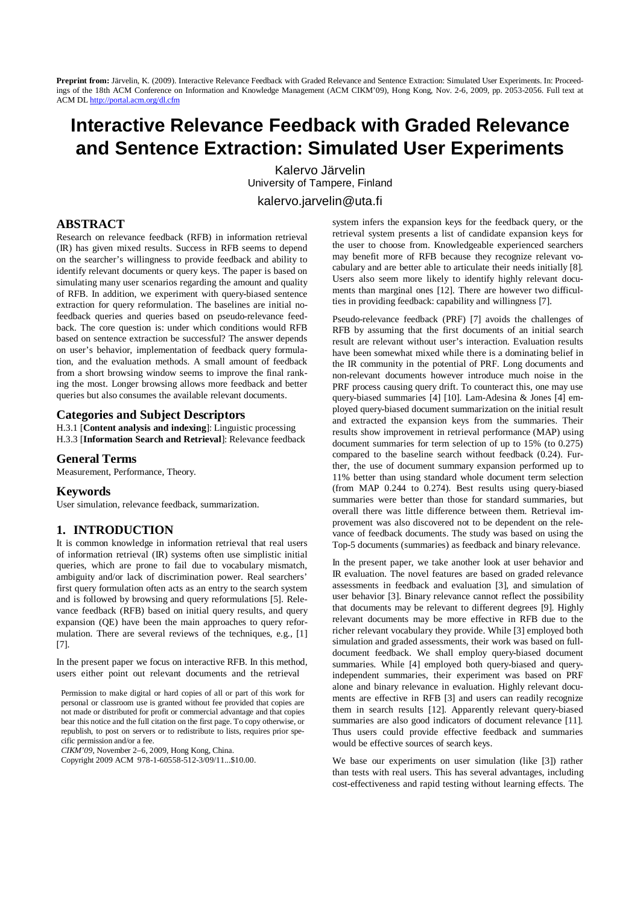**Preprint from:** Järvelin, K. (2009). Interactive Relevance Feedback with Graded Relevance and Sentence Extraction: Simulated User Experiments. In: Proceedings of the 18th ACM Conference on Information and Knowledge Management (ACM CIKM'09), Hong Kong, Nov. 2-6, 2009, pp. 2053-2056. Full text at ACM DL http://portal.acm.org/dl.cfm

# Interactive Relevance Feedback with Graded Relevance and Sentence Extraction: Simulated User Experiments

Kalervo Järvelin
University of Tampere, Finland

kalervo.jarvelin@uta.fi

## ABSTRACT

Research on relevance feedback (RFB) in information retrieval (IR) has given mixed results. Success in RFB seems to depend on the searcher's willingness to provide feedback and ability to identify relevant documents or query keys. The paper is based on simulating many user scenarios regarding the amount and quality of RFB. In addition, we experiment with query-biased sentence extraction for query reformulation. The baselines are initial no-feedback queries and queries based on pseudo-relevance feedback. The core question is: under which conditions would RFB based on sentence extraction be successful? The answer depends on user's behavior, implementation of feedback query formulation, and the evaluation methods. A small amount of feedback from a short browsing window seems to improve the final ranking the most. Longer browsing allows more feedback and better queries but also consumes the available relevant documents.

## Categories and Subject Descriptors

H.3.1 [**Content analysis and indexing**]: Linguistic processing
H.3.3 [**Information Search and Retrieval**]: Relevance feedback

## General Terms

Measurement, Performance, Theory.

## Keywords

User simulation, relevance feedback, summarization.

## 1. INTRODUCTION

It is common knowledge in information retrieval that real users of information retrieval (IR) systems often use simplistic initial queries, which are prone to fail due to vocabulary mismatch, ambiguity and/or lack of discrimination power. Real searchers' first query formulation often acts as an entry to the search system and is followed by browsing and query reformulations [5]. Relevance feedback (RFB) based on initial query results, and query expansion (QE) have been the main approaches to query reformulation. There are several reviews of the techniques, e.g., [1] [7].

In the present paper we focus on interactive RFB. In this method, users either point out relevant documents and the retrieval system infers the expansion keys for the feedback query, or the retrieval system presents a list of candidate expansion keys for the user to choose from. Knowledgeable experienced searchers may benefit more of RFB because they recognize relevant vocabulary and are better able to articulate their needs initially [8]. Users also seem more likely to identify highly relevant documents than marginal ones [12]. There are however two difficulties in providing feedback: capability and willingness [7].

Pseudo-relevance feedback (PRF) [7] avoids the challenges of RFB by assuming that the first documents of an initial search result are relevant without user's interaction. Evaluation results have been somewhat mixed while there is a dominating belief in the IR community in the potential of PRF. Long documents and non-relevant documents however introduce much noise in the PRF process causing query drift. To counteract this, one may use query-biased summaries [4] [10]. Lam-Adesina & Jones [4] employed query-biased document summarization on the initial result and extracted the expansion keys from the summaries. Their results show improvement in retrieval performance (MAP) using document summaries for term selection of up to 15% (to 0.275) compared to the baseline search without feedback (0.24). Further, the use of document summary expansion performed up to 11% better than using standard whole document term selection (from MAP 0.244 to 0.274). Best results using query-biased summaries were better than those for standard summaries, but overall there was little difference between them. Retrieval improvement was also discovered not to be dependent on the relevance of feedback documents. The study was based on using the Top-5 documents (summaries) as feedback and binary relevance.

In the present paper, we take another look at user behavior and IR evaluation. The novel features are based on graded relevance assessments in feedback and evaluation [3], and simulation of user behavior [3]. Binary relevance cannot reflect the possibility that documents may be relevant to different degrees [9]. Highly relevant documents may be more effective in RFB due to the richer relevant vocabulary they provide. While [3] employed both simulation and graded assessments, their work was based on full-document feedback. We shall employ query-biased document summaries. While [4] employed both query-biased and query-independent summaries, their experiment was based on PRF alone and binary relevance in evaluation. Highly relevant documents are effective in RFB [3] and users can readily recognize them in search results [12]. Apparently relevant query-biased summaries are also good indicators of document relevance [11]. Thus users could provide effective feedback and summaries would be effective sources of search keys.

We base our experiments on user simulation (like [3]) rather than tests with real users. This has several advantages, including cost-effectiveness and rapid testing without learning effects. The

Permission to make digital or hard copies of all or part of this work for personal or classroom use is granted without fee provided that copies are not made or distributed for profit or commercial advantage and that copies bear this notice and the full citation on the first page. To copy otherwise, or republish, to post on servers or to redistribute to lists, requires prior specific permission and/or a fee.
*CIKM'09*, November 2–6, 2009, Hong Kong, China.
Copyright 2009 ACM 978-1-60558-512-3/09/11...$10.00.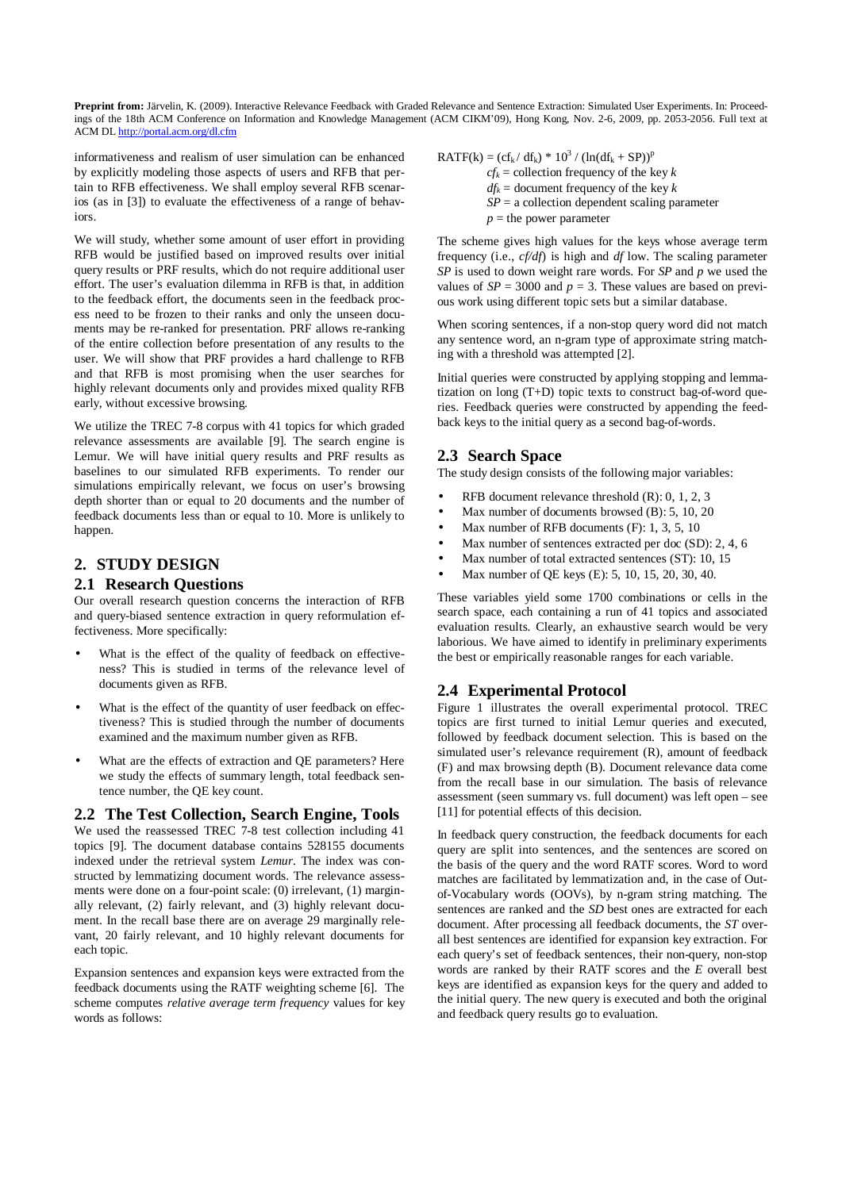**Preprint from:** Järvelin, K. (2009). Interactive Relevance Feedback with Graded Relevance and Sentence Extraction: Simulated User Experiments. In: Proceedings of the 18th ACM Conference on Information and Knowledge Management (ACM CIKM'09), Hong Kong, Nov. 2-6, 2009, pp. 2053-2056. Full text at ACM DL http://portal.acm.org/dl.cfm

informativeness and realism of user simulation can be enhanced by explicitly modeling those aspects of users and RFB that pertain to RFB effectiveness. We shall employ several RFB scenarios (as in [3]) to evaluate the effectiveness of a range of behaviors.

We will study, whether some amount of user effort in providing RFB would be justified based on improved results over initial query results or PRF results, which do not require additional user effort. The user's evaluation dilemma in RFB is that, in addition to the feedback effort, the documents seen in the feedback process need to be frozen to their ranks and only the unseen documents may be re-ranked for presentation. PRF allows re-ranking of the entire collection before presentation of any results to the user. We will show that PRF provides a hard challenge to RFB and that RFB is most promising when the user searches for highly relevant documents only and provides mixed quality RFB early, without excessive browsing.

We utilize the TREC 7-8 corpus with 41 topics for which graded relevance assessments are available [9]. The search engine is Lemur. We will have initial query results and PRF results as baselines to our simulated RFB experiments. To render our simulations empirically relevant, we focus on user's browsing depth shorter than or equal to 20 documents and the number of feedback documents less than or equal to 10. More is unlikely to happen.

## 2. STUDY DESIGN

### 2.1 Research Questions

Our overall research question concerns the interaction of RFB and query-biased sentence extraction in query reformulation effectiveness. More specifically:

- What is the effect of the quality of feedback on effectiveness? This is studied in terms of the relevance level of documents given as RFB.
- What is the effect of the quantity of user feedback on effectiveness? This is studied through the number of documents examined and the maximum number given as RFB.
- What are the effects of extraction and QE parameters? Here we study the effects of summary length, total feedback sentence number, the QE key count.

### 2.2 The Test Collection, Search Engine, Tools

We used the reassessed TREC 7-8 test collection including 41 topics [9]. The document database contains 528155 documents indexed under the retrieval system *Lemur*. The index was constructed by lemmatizing document words. The relevance assessments were done on a four-point scale: (0) irrelevant, (1) marginally relevant, (2) fairly relevant, and (3) highly relevant document. In the recall base there are on average 29 marginally relevant, 20 fairly relevant, and 10 highly relevant documents for each topic.

Expansion sentences and expansion keys were extracted from the feedback documents using the RATF weighting scheme [6]. The scheme computes *relative average term frequency* values for key words as follows:

$$\mathrm{RATF}(k) = (cf_k / df_k) * 10^3 / (\ln(df_k + SP))^p$$

$cf_k$ = collection frequency of the key $k$
$df_k$ = document frequency of the key $k$
$SP$ = a collection dependent scaling parameter
$p$ = the power parameter

The scheme gives high values for the keys whose average term frequency (i.e., $cf/df$) is high and $df$ low. The scaling parameter $SP$ is used to down weight rare words. For $SP$ and $p$ we used the values of $SP = 3000$ and $p = 3$. These values are based on previous work using different topic sets but a similar database.

When scoring sentences, if a non-stop query word did not match any sentence word, an n-gram type of approximate string matching with a threshold was attempted [2].

Initial queries were constructed by applying stopping and lemmatization on long (T+D) topic texts to construct bag-of-word queries. Feedback queries were constructed by appending the feedback keys to the initial query as a second bag-of-words.

### 2.3 Search Space

The study design consists of the following major variables:

- RFB document relevance threshold (R): 0, 1, 2, 3
- Max number of documents browsed (B): 5, 10, 20
- Max number of RFB documents (F): 1, 3, 5, 10
- Max number of sentences extracted per doc (SD): 2, 4, 6
- Max number of total extracted sentences (ST): 10, 15
- Max number of QE keys (E): 5, 10, 15, 20, 30, 40.

These variables yield some 1700 combinations or cells in the search space, each containing a run of 41 topics and associated evaluation results. Clearly, an exhaustive search would be very laborious. We have aimed to identify in preliminary experiments the best or empirically reasonable ranges for each variable.

### 2.4 Experimental Protocol

Figure 1 illustrates the overall experimental protocol. TREC topics are first turned to initial Lemur queries and executed, followed by feedback document selection. This is based on the simulated user's relevance requirement (R), amount of feedback (F) and max browsing depth (B). Document relevance data come from the recall base in our simulation. The basis of relevance assessment (seen summary vs. full document) was left open – see [11] for potential effects of this decision.

In feedback query construction, the feedback documents for each query are split into sentences, and the sentences are scored on the basis of the query and the word RATF scores. Word to word matches are facilitated by lemmatization and, in the case of Out-of-Vocabulary words (OOVs), by n-gram string matching. The sentences are ranked and the *SD* best ones are extracted for each document. After processing all feedback documents, the *ST* overall best sentences are identified for expansion key extraction. For each query's set of feedback sentences, their non-query, non-stop words are ranked by their RATF scores and the *E* overall best keys are identified as expansion keys for the query and added to the initial query. The new query is executed and both the original and feedback query results go to evaluation.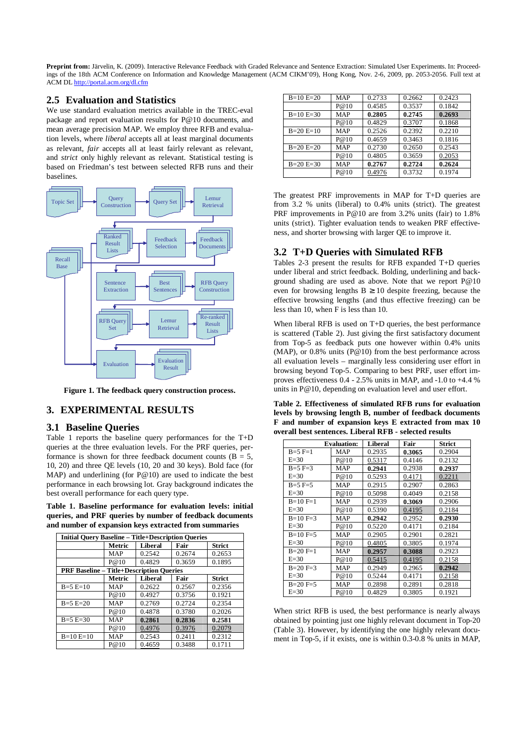**Preprint from:** Järvelin, K. (2009). Interactive Relevance Feedback with Graded Relevance and Sentence Extraction: Simulated User Experiments. In: Proceedings of the 18th ACM Conference on Information and Knowledge Management (ACM CIKM'09), Hong Kong, Nov. 2-6, 2009, pp. 2053-2056. Full text at ACM DL http://portal.acm.org/dl.cfm

## 2.5 Evaluation and Statistics

We use standard evaluation metrics available in the TREC-eval package and report evaluation results for P@10 documents, and mean average precision MAP. We employ three RFB and evaluation levels, where *liberal* accepts all at least marginal documents as relevant, *fair* accepts all at least fairly relevant as relevant, and *strict* only highly relevant as relevant. Statistical testing is based on Friedman's test between selected RFB runs and their baselines.

**Figure 1. The feedback query construction process.**

# 3. EXPERIMENTAL RESULTS

## 3.1 Baseline Queries

Table 1 reports the baseline query performances for the T+D queries at the three evaluation levels. For the PRF queries, performance is shown for three feedback document counts (B = 5, 10, 20) and three QE levels (10, 20 and 30 keys). Bold face (for MAP) and underlining (for P@10) are used to indicate the best performance in each browsing lot. Gray background indicates the best overall performance for each query type.

**Table 1. Baseline performance for evaluation levels: initial queries, and PRF queries by number of feedback documents and number of expansion keys extracted from summaries**

| Initial Query Baseline – Title+Description Queries | | | | |
|---|---|---|---|---|
| | Metric | Liberal | Fair | Strict |
| | MAP | 0.2542 | 0.2674 | 0.2653 |
| | P@10 | 0.4829 | 0.3659 | 0.1895 |
| **PRF Baseline – Title+Description Queries** | | | | |
| | Metric | Liberal | Fair | Strict |
| B=5 E=10 | MAP | 0.2622 | 0.2567 | 0.2356 |
| | P@10 | 0.4927 | 0.3756 | 0.1921 |
| B=5 E=20 | MAP | 0.2769 | 0.2724 | 0.2354 |
| | P@10 | 0.4878 | 0.3780 | 0.2026 |
| B=5 E=30 | MAP | **0.2861** | **0.2836** | **0.2581** |
| | P@10 | <u>0.4976</u> | <u>0.3976</u> | <u>0.2079</u> |
| B=10 E=10 | MAP | 0.2543 | 0.2411 | 0.2312 |
| | P@10 | 0.4659 | 0.3488 | 0.1711 |
| B=10 E=20 | MAP | 0.2733 | 0.2662 | 0.2423 |
| | P@10 | 0.4585 | 0.3537 | 0.1842 |
| B=10 E=30 | MAP | **0.2805** | **0.2745** | **0.2693** |
| | P@10 | 0.4829 | 0.3707 | 0.1868 |
| B=20 E=10 | MAP | 0.2526 | 0.2392 | 0.2210 |
| | P@10 | 0.4659 | 0.3463 | 0.1816 |
| B=20 E=20 | MAP | 0.2730 | 0.2650 | 0.2543 |
| | P@10 | 0.4805 | 0.3659 | <u>0.2053</u> |
| B=20 E=30 | MAP | **0.2767** | **0.2724** | **0.2624** |
| | P@10 | <u>0.4976</u> | 0.3732 | 0.1974 |

The greatest PRF improvements in MAP for T+D queries are from 3.2 % units (liberal) to 0.4% units (strict). The greatest PRF improvements in P@10 are from 3.2% units (fair) to 1.8% units (strict). Tighter evaluation tends to weaken PRF effectiveness, and shorter browsing with larger QE to improve it.

## 3.2 T+D Queries with Simulated RFB

Tables 2-3 present the results for RFB expanded T+D queries under liberal and strict feedback. Bolding, underlining and background shading are used as above. Note that we report P@10 even for browsing lengths B ≥ 10 despite freezing, because the effective browsing lengths (and thus effective freezing) can be less than 10, when F is less than 10.

When liberal RFB is used on T+D queries, the best performance is scattered (Table 2). Just giving the first satisfactory document from Top-5 as feedback puts one however within 0.4% units (MAP), or 0.8% units (P@10) from the best performance across all evaluation levels – marginally less considering user effort in browsing beyond Top-5. Comparing to best PRF, user effort improves effectiveness 0.4 - 2.5% units in MAP, and -1.0 to +4.4 % units in P@10, depending on evaluation level and user effort.

**Table 2. Effectiveness of simulated RFB runs for evaluation levels by browsing length B, number of feedback documents F and number of expansion keys E extracted from max 10 overall best sentences. Liberal RFB - selected results**

| Evaluation: | | Liberal | Fair | Strict |
|---|---|---|---|---|
| B=5 F=1 | MAP | 0.2935 | **0.3065** | 0.2904 |
| E=30 | P@10 | <u>0.5317</u> | 0.4146 | 0.2132 |
| B=5 F=3 | MAP | **0.2941** | 0.2938 | **0.2937** |
| E=30 | P@10 | 0.5293 | <u>0.4171</u> | <u>0.2211</u> |
| B=5 F=5 | MAP | 0.2915 | 0.2907 | 0.2863 |
| E=30 | P@10 | 0.5098 | 0.4049 | 0.2158 |
| B=10 F=1 | MAP | 0.2939 | **0.3069** | 0.2906 |
| E=30 | P@10 | 0.5390 | <u>0.4195</u> | <u>0.2184</u> |
| B=10 F=3 | MAP | **0.2942** | 0.2952 | **0.2930** |
| E=30 | P@10 | 0.5220 | 0.4171 | 0.2184 |
| B=10 F=5 | MAP | 0.2905 | 0.2901 | 0.2821 |
| E=30 | P@10 | <u>0.4805</u> | 0.3805 | 0.1974 |
| B=20 F=1 | MAP | **0.2957** | **0.3088** | 0.2923 |
| E=30 | P@10 | <u>0.5415</u> | <u>0.4195</u> | 0.2158 |
| B=20 F=3 | MAP | 0.2949 | 0.2965 | **0.2942** |
| E=30 | P@10 | 0.5244 | 0.4171 | <u>0.2158</u> |
| B=20 F=5 | MAP | 0.2898 | 0.2891 | 0.2818 |
| E=30 | P@10 | 0.4829 | 0.3805 | 0.1921 |

When strict RFB is used, the best performance is nearly always obtained by pointing just one highly relevant document in Top-20 (Table 3). However, by identifying the one highly relevant document in Top-5, if it exists, one is within 0.3-0.8 % units in MAP,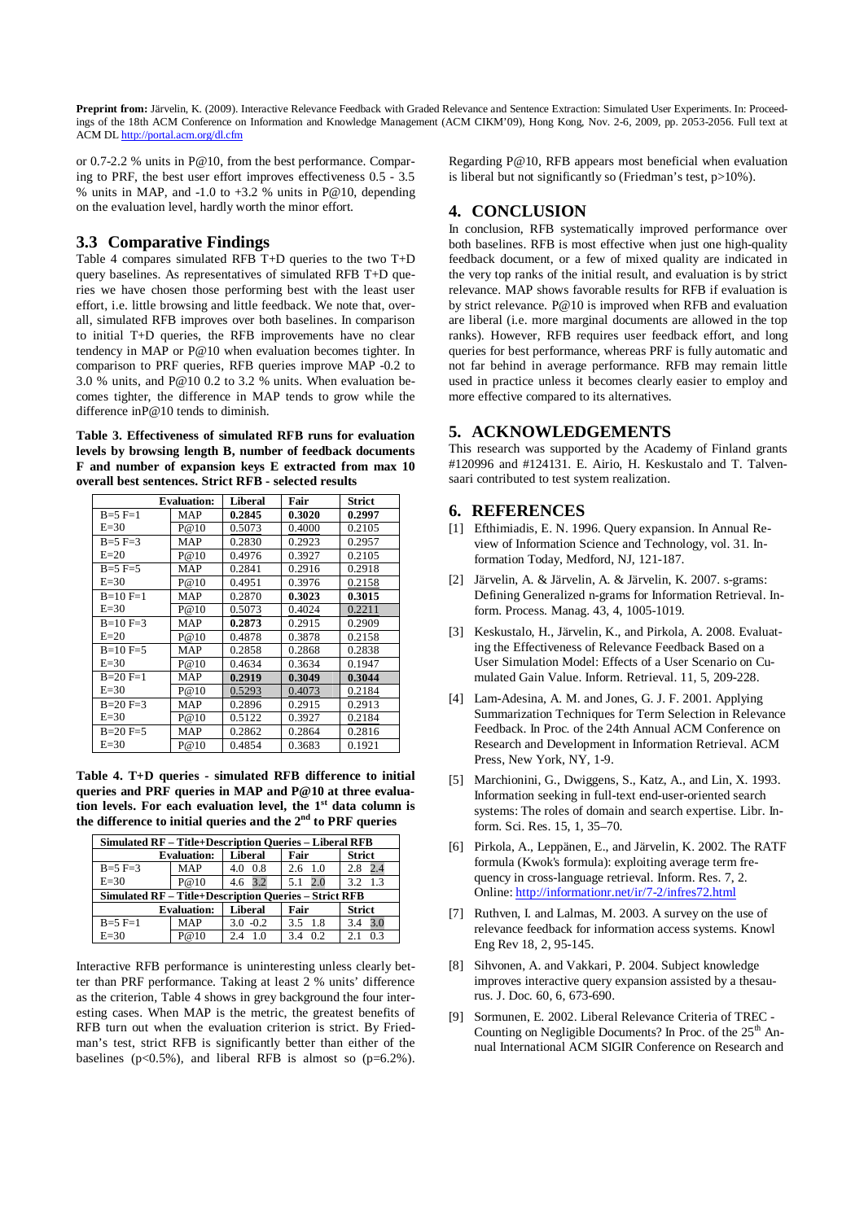Preprint from: Järvelin, K. (2009). Interactive Relevance Feedback with Graded Relevance and Sentence Extraction: Simulated User Experiments. In: Proceedings of the 18th ACM Conference on Information and Knowledge Management (ACM CIKM'09), Hong Kong, Nov. 2-6, 2009, pp. 2053-2056. Full text at ACM DL http://portal.acm.org/dl.cfm

or 0.7-2.2 % units in P@10, from the best performance. Comparing to PRF, the best user effort improves effectiveness 0.5 - 3.5 % units in MAP, and -1.0 to +3.2 % units in P@10, depending on the evaluation level, hardly worth the minor effort.

## 3.3 Comparative Findings

Table 4 compares simulated RFB T+D queries to the two T+D query baselines. As representatives of simulated RFB T+D queries we have chosen those performing best with the least user effort, i.e. little browsing and little feedback. We note that, overall, simulated RFB improves over both baselines. In comparison to initial T+D queries, the RFB improvements have no clear tendency in MAP or P@10 when evaluation becomes tighter. In comparison to PRF queries, RFB queries improve MAP -0.2 to 3.0 % units, and P@10 0.2 to 3.2 % units. When evaluation becomes tighter, the difference in MAP tends to grow while the difference inP@10 tends to diminish.

**Table 3. Effectiveness of simulated RFB runs for evaluation levels by browsing length B, number of feedback documents F and number of expansion keys E extracted from max 10 overall best sentences. Strict RFB - selected results**

| | Evaluation: | Liberal | Fair | Strict |
|---|---|---|---|---|
| B=5 F=1 | MAP | **0.2845** | **0.3020** | **0.2997** |
| E=30 | P@10 | 0.5073 | 0.4000 | 0.2105 |
| B=5 F=3 | MAP | 0.2830 | 0.2923 | 0.2957 |
| E=20 | P@10 | 0.4976 | 0.3927 | 0.2105 |
| B=5 F=5 | MAP | 0.2841 | 0.2916 | 0.2918 |
| E=30 | P@10 | 0.4951 | 0.3976 | 0.2158 |
| B=10 F=1 | MAP | 0.2870 | **0.3023** | **0.3015** |
| E=30 | P@10 | 0.5073 | 0.4024 | 0.2211 |
| B=10 F=3 | MAP | **0.2873** | 0.2915 | 0.2909 |
| E=20 | P@10 | 0.4878 | 0.3878 | 0.2158 |
| B=10 F=5 | MAP | 0.2858 | 0.2868 | 0.2838 |
| E=30 | P@10 | 0.4634 | 0.3634 | 0.1947 |
| B=20 F=1 | MAP | **0.2919** | **0.3049** | **0.3044** |
| E=30 | P@10 | 0.5293 | 0.4073 | 0.2184 |
| B=20 F=3 | MAP | 0.2896 | 0.2915 | 0.2913 |
| E=30 | P@10 | 0.5122 | 0.3927 | 0.2184 |
| B=20 F=5 | MAP | 0.2862 | 0.2864 | 0.2816 |
| E=30 | P@10 | 0.4854 | 0.3683 | 0.1921 |

**Table 4. T+D queries - simulated RFB difference to initial queries and PRF queries in MAP and P@10 at three evaluation levels. For each evaluation level, the 1st data column is the difference to initial queries and the 2nd to PRF queries**

| Simulated RF – Title+Description Queries – Liberal RFB | | | | | | | | |
|---|---|---|---|---|---|---|---|---|
| | Evaluation: | Liberal | | Fair | | Strict | | |
| B=5 F=3 | MAP | 4.0 | 0.8 | 2.6 | 1.0 | 2.8 | 2.4 | |
| E=30 | P@10 | 4.6 | 3.2 | 5.1 | 2.0 | 3.2 | 1.3 | |
| **Simulated RF – Title+Description Queries – Strict RFB** | | | | | | | | |
| | Evaluation: | Liberal | | Fair | | Strict | | |
| B=5 F=1 | MAP | 3.0 | -0.2 | 3.5 | 1.8 | 3.4 | 3.0 | |
| E=30 | P@10 | 2.4 | 1.0 | 3.4 | 0.2 | 2.1 | 0.3 | |

Interactive RFB performance is uninteresting unless clearly better than PRF performance. Taking at least 2 % units' difference as the criterion, Table 4 shows in grey background the four interesting cases. When MAP is the metric, the greatest benefits of RFB turn out when the evaluation criterion is strict. By Friedman's test, strict RFB is significantly better than either of the baselines ($p<0.5\%$), and liberal RFB is almost so ($p=6.2\%$). Regarding P@10, RFB appears most beneficial when evaluation is liberal but not significantly so (Friedman's test, $p>10\%$).

## 4. CONCLUSION

In conclusion, RFB systematically improved performance over both baselines. RFB is most effective when just one high-quality feedback document, or a few of mixed quality are indicated in the very top ranks of the initial result, and evaluation is by strict relevance. MAP shows favorable results for RFB if evaluation is by strict relevance. P@10 is improved when RFB and evaluation are liberal (i.e. more marginal documents are allowed in the top ranks). However, RFB requires user feedback effort, and long queries for best performance, whereas PRF is fully automatic and not far behind in average performance. RFB may remain little used in practice unless it becomes clearly easier to employ and more effective compared to its alternatives.

## 5. ACKNOWLEDGEMENTS

This research was supported by the Academy of Finland grants #120996 and #124131. E. Airio, H. Keskustalo and T. Talvensaari contributed to test system realization.

## 6. REFERENCES

[1] Efthimiadis, E. N. 1996. Query expansion. In Annual Review of Information Science and Technology, vol. 31. Information Today, Medford, NJ, 121-187.

[2] Järvelin, A. & Järvelin, A. & Järvelin, K. 2007. s-grams: Defining Generalized n-grams for Information Retrieval. Inform. Process. Manag. 43, 4, 1005-1019.

[3] Keskustalo, H., Järvelin, K., and Pirkola, A. 2008. Evaluating the Effectiveness of Relevance Feedback Based on a User Simulation Model: Effects of a User Scenario on Cumulated Gain Value. Inform. Retrieval. 11, 5, 209-228.

[4] Lam-Adesina, A. M. and Jones, G. J. F. 2001. Applying Summarization Techniques for Term Selection in Relevance Feedback. In Proc. of the 24th Annual ACM Conference on Research and Development in Information Retrieval. ACM Press, New York, NY, 1-9.

[5] Marchionini, G., Dwiggens, S., Katz, A., and Lin, X. 1993. Information seeking in full-text end-user-oriented search systems: The roles of domain and search expertise. Libr. Inform. Sci. Res. 15, 1, 35–70.

[6] Pirkola, A., Leppänen, E., and Järvelin, K. 2002. The RATF formula (Kwok's formula): exploiting average term frequency in cross-language retrieval. Inform. Res. 7, 2. Online: http://informationr.net/ir/7-2/infres72.html

[7] Ruthven, I. and Lalmas, M. 2003. A survey on the use of relevance feedback for information access systems. Knowl Eng Rev 18, 2, 95-145.

[8] Sihvonen, A. and Vakkari, P. 2004. Subject knowledge improves interactive query expansion assisted by a thesaurus. J. Doc. 60, 6, 673-690.

[9] Sormunen, E. 2002. Liberal Relevance Criteria of TREC - Counting on Negligible Documents? In Proc. of the 25th Annual International ACM SIGIR Conference on Research and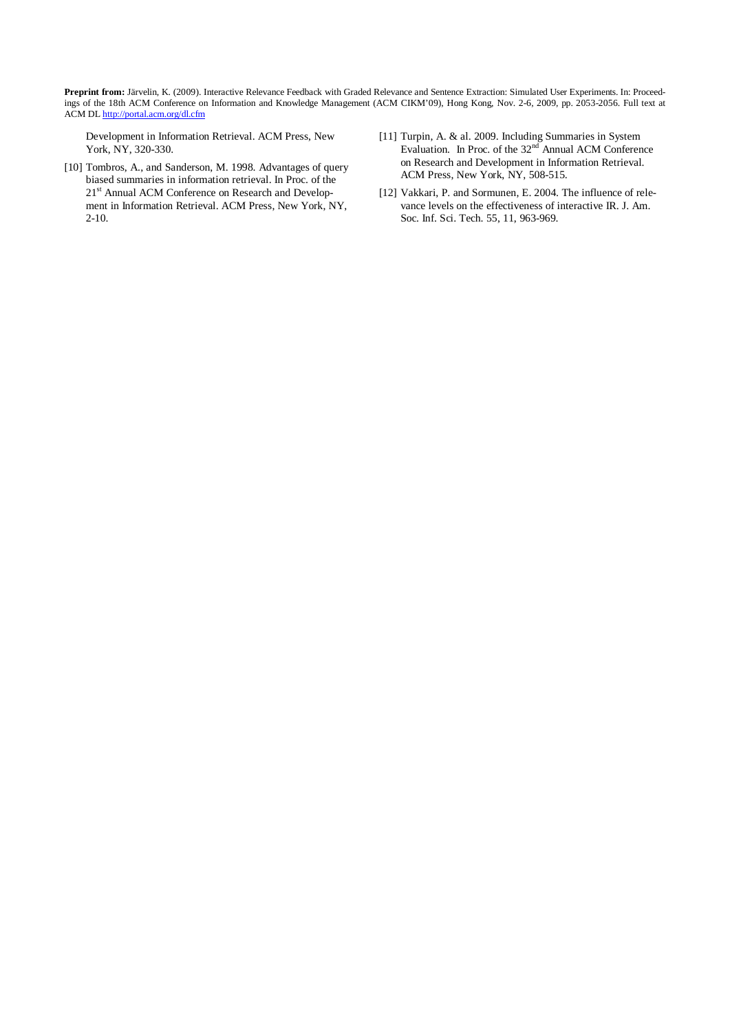**Preprint from:** Järvelin, K. (2009). Interactive Relevance Feedback with Graded Relevance and Sentence Extraction: Simulated User Experiments. In: Proceedings of the 18th ACM Conference on Information and Knowledge Management (ACM CIKM'09), Hong Kong, Nov. 2-6, 2009, pp. 2053-2056. Full text at ACM DL http://portal.acm.org/dl.cfm

Development in Information Retrieval. ACM Press, New York, NY, 320-330.

[10] Tombros, A., and Sanderson, M. 1998. Advantages of query biased summaries in information retrieval. In Proc. of the 21st Annual ACM Conference on Research and Development in Information Retrieval. ACM Press, New York, NY, 2-10.

[11] Turpin, A. & al. 2009. Including Summaries in System Evaluation. In Proc. of the 32nd Annual ACM Conference on Research and Development in Information Retrieval. ACM Press, New York, NY, 508-515.

[12] Vakkari, P. and Sormunen, E. 2004. The influence of relevance levels on the effectiveness of interactive IR. J. Am. Soc. Inf. Sci. Tech. 55, 11, 963-969.